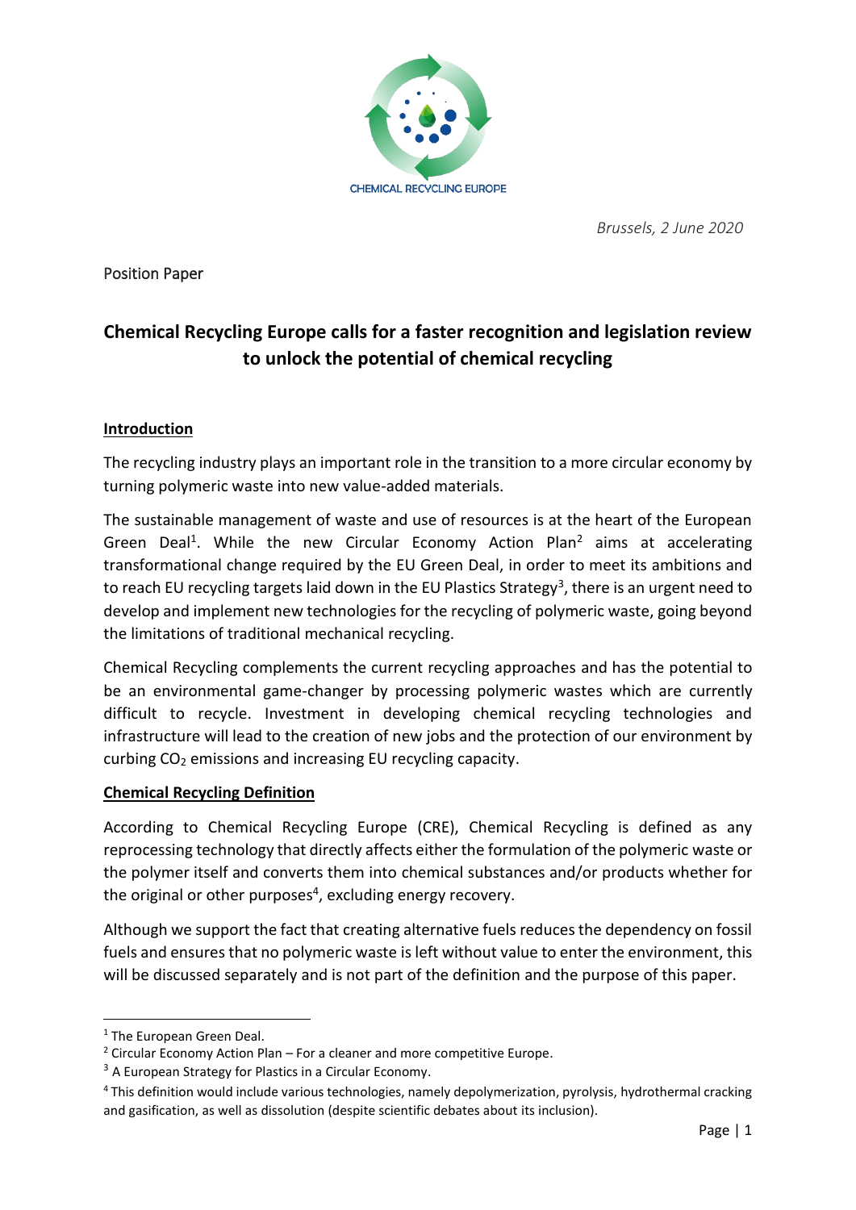CHEMICAL RECYCLING EUROPE

*Brussels, 2 June 2020*

Position Paper

# Chemical Recycling Europe calls for a faster recognition and legislation review to unlock the potential of chemical recycling

## Introduction

The recycling industry plays an important role in the transition to a more circular economy by turning polymeric waste into new value-added materials.

The sustainable management of waste and use of resources is at the heart of the European Green Deal[1]. While the new Circular Economy Action Plan[2] aims at accelerating transformational change required by the EU Green Deal, in order to meet its ambitions and to reach EU recycling targets laid down in the EU Plastics Strategy[3], there is an urgent need to develop and implement new technologies for the recycling of polymeric waste, going beyond the limitations of traditional mechanical recycling.

Chemical Recycling complements the current recycling approaches and has the potential to be an environmental game-changer by processing polymeric wastes which are currently difficult to recycle. Investment in developing chemical recycling technologies and infrastructure will lead to the creation of new jobs and the protection of our environment by curbing $CO_2$ emissions and increasing EU recycling capacity.

## Chemical Recycling Definition

According to Chemical Recycling Europe (CRE), Chemical Recycling is defined as any reprocessing technology that directly affects either the formulation of the polymeric waste or the polymer itself and converts them into chemical substances and/or products whether for the original or other purposes[4], excluding energy recovery.

Although we support the fact that creating alternative fuels reduces the dependency on fossil fuels and ensures that no polymeric waste is left without value to enter the environment, this will be discussed separately and is not part of the definition and the purpose of this paper.

---

[1] The European Green Deal.

[2] Circular Economy Action Plan – For a cleaner and more competitive Europe.

[3] A European Strategy for Plastics in a Circular Economy.

[4] This definition would include various technologies, namely depolymerization, pyrolysis, hydrothermal cracking and gasification, as well as dissolution (despite scientific debates about its inclusion).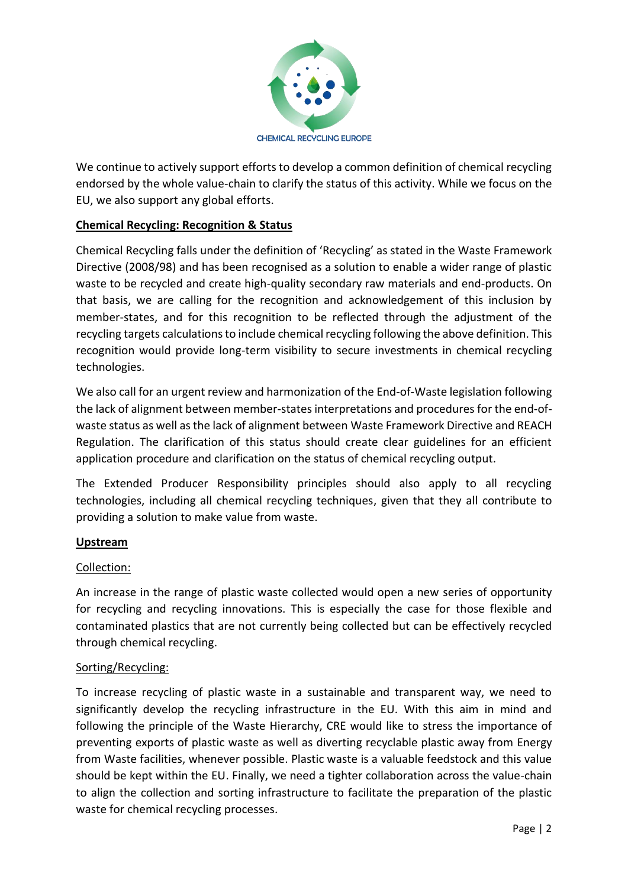We continue to actively support efforts to develop a common definition of chemical recycling endorsed by the whole value-chain to clarify the status of this activity. While we focus on the EU, we also support any global efforts.

**Chemical Recycling: Recognition & Status**

Chemical Recycling falls under the definition of 'Recycling' as stated in the Waste Framework Directive (2008/98) and has been recognised as a solution to enable a wider range of plastic waste to be recycled and create high-quality secondary raw materials and end-products. On that basis, we are calling for the recognition and acknowledgement of this inclusion by member-states, and for this recognition to be reflected through the adjustment of the recycling targets calculations to include chemical recycling following the above definition. This recognition would provide long-term visibility to secure investments in chemical recycling technologies.

We also call for an urgent review and harmonization of the End-of-Waste legislation following the lack of alignment between member-states interpretations and procedures for the end-of-waste status as well as the lack of alignment between Waste Framework Directive and REACH Regulation. The clarification of this status should create clear guidelines for an efficient application procedure and clarification on the status of chemical recycling output.

The Extended Producer Responsibility principles should also apply to all recycling technologies, including all chemical recycling techniques, given that they all contribute to providing a solution to make value from waste.

**Upstream**

Collection:

An increase in the range of plastic waste collected would open a new series of opportunity for recycling and recycling innovations. This is especially the case for those flexible and contaminated plastics that are not currently being collected but can be effectively recycled through chemical recycling.

Sorting/Recycling:

To increase recycling of plastic waste in a sustainable and transparent way, we need to significantly develop the recycling infrastructure in the EU. With this aim in mind and following the principle of the Waste Hierarchy, CRE would like to stress the importance of preventing exports of plastic waste as well as diverting recyclable plastic away from Energy from Waste facilities, whenever possible. Plastic waste is a valuable feedstock and this value should be kept within the EU. Finally, we need a tighter collaboration across the value-chain to align the collection and sorting infrastructure to facilitate the preparation of the plastic waste for chemical recycling processes.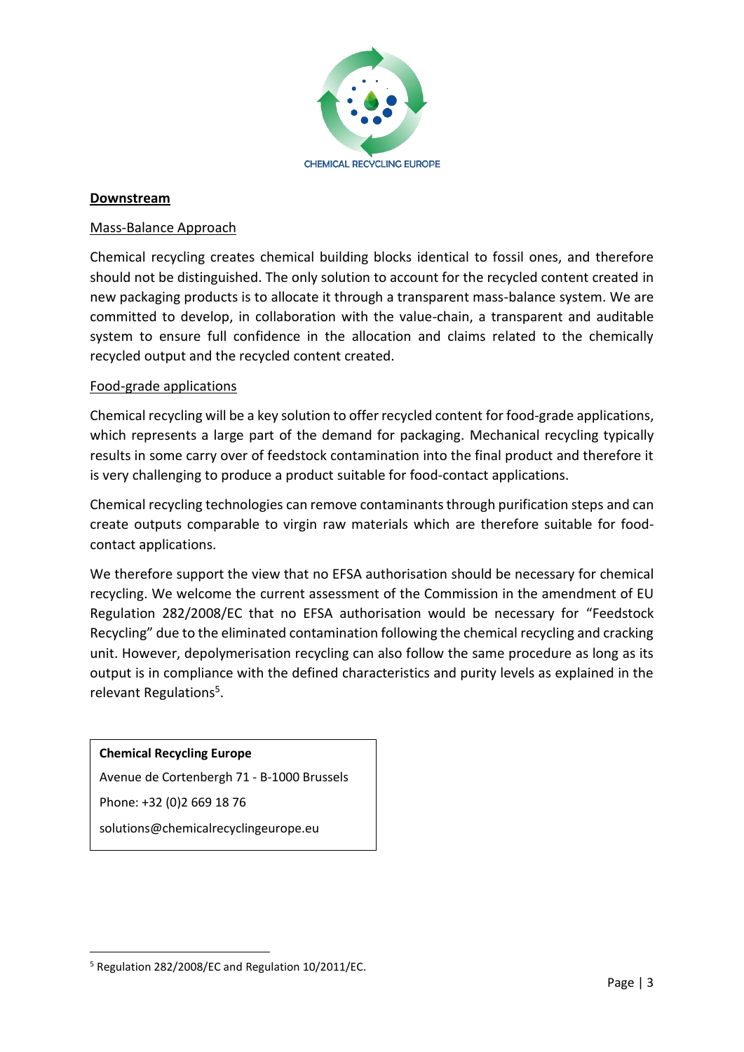CHEMICAL RECYCLING EUROPE

## Downstream

### Mass-Balance Approach

Chemical recycling creates chemical building blocks identical to fossil ones, and therefore should not be distinguished. The only solution to account for the recycled content created in new packaging products is to allocate it through a transparent mass-balance system. We are committed to develop, in collaboration with the value-chain, a transparent and auditable system to ensure full confidence in the allocation and claims related to the chemically recycled output and the recycled content created.

### Food-grade applications

Chemical recycling will be a key solution to offer recycled content for food-grade applications, which represents a large part of the demand for packaging. Mechanical recycling typically results in some carry over of feedstock contamination into the final product and therefore it is very challenging to produce a product suitable for food-contact applications.

Chemical recycling technologies can remove contaminants through purification steps and can create outputs comparable to virgin raw materials which are therefore suitable for food-contact applications.

We therefore support the view that no EFSA authorisation should be necessary for chemical recycling. We welcome the current assessment of the Commission in the amendment of EU Regulation 282/2008/EC that no EFSA authorisation would be necessary for "Feedstock Recycling" due to the eliminated contamination following the chemical recycling and cracking unit. However, depolymerisation recycling can also follow the same procedure as long as its output is in compliance with the defined characteristics and purity levels as explained in the relevant Regulations[5].

**Chemical Recycling Europe**

Avenue de Cortenbergh 71 - B-1000 Brussels

Phone: +32 (0)2 669 18 76

solutions@chemicalrecyclingeurope.eu

---

[5] Regulation 282/2008/EC and Regulation 10/2011/EC.